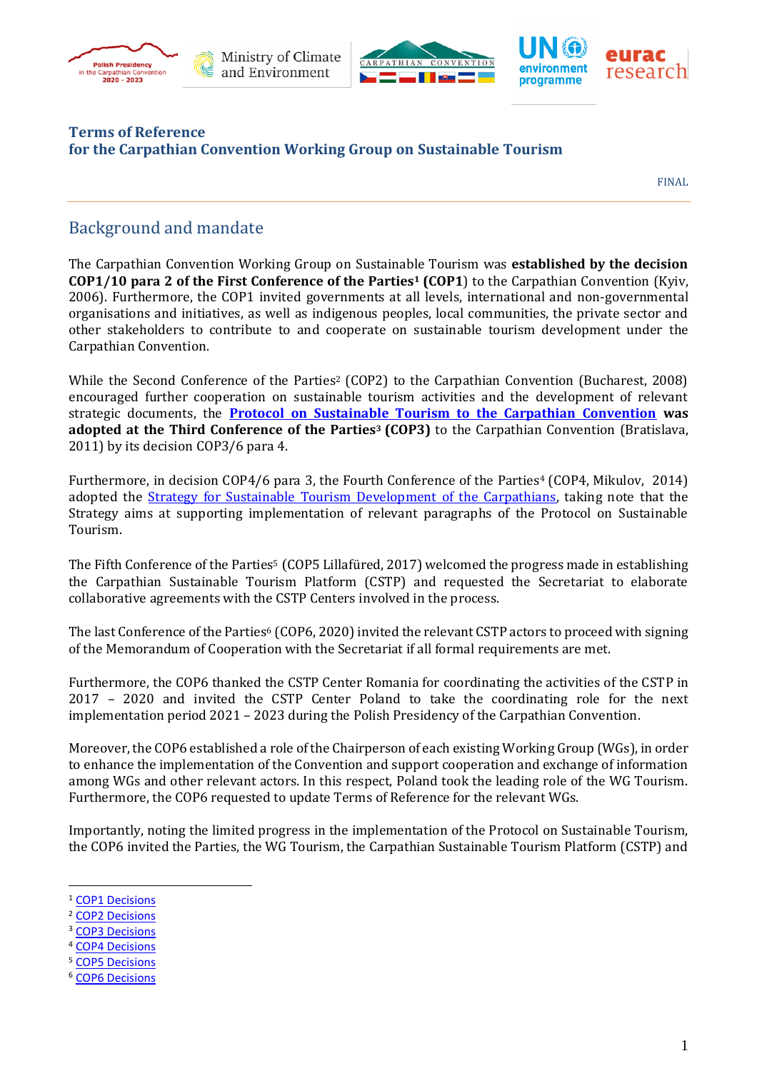# Terms of Reference
# for the Carpathian Convention Working Group on Sustainable Tourism

FINAL

## Background and mandate

The Carpathian Convention Working Group on Sustainable Tourism was **established by the decision COP1/10 para 2 of the First Conference of the Parties[1] (COP1)** to the Carpathian Convention (Kyiv, 2006). Furthermore, the COP1 invited governments at all levels, international and non-governmental organisations and initiatives, as well as indigenous peoples, local communities, the private sector and other stakeholders to contribute to and cooperate on sustainable tourism development under the Carpathian Convention.

While the Second Conference of the Parties[2] (COP2) to the Carpathian Convention (Bucharest, 2008) encouraged further cooperation on sustainable tourism activities and the development of relevant strategic documents, the **Protocol on Sustainable Tourism to the Carpathian Convention was adopted at the Third Conference of the Parties[3] (COP3)** to the Carpathian Convention (Bratislava, 2011) by its decision COP3/6 para 4.

Furthermore, in decision COP4/6 para 3, the Fourth Conference of the Parties[4] (COP4, Mikulov, 2014) adopted the Strategy for Sustainable Tourism Development of the Carpathians, taking note that the Strategy aims at supporting implementation of relevant paragraphs of the Protocol on Sustainable Tourism.

The Fifth Conference of the Parties[5] (COP5 Lillafüred, 2017) welcomed the progress made in establishing the Carpathian Sustainable Tourism Platform (CSTP) and requested the Secretariat to elaborate collaborative agreements with the CSTP Centers involved in the process.

The last Conference of the Parties[6] (COP6, 2020) invited the relevant CSTP actors to proceed with signing of the Memorandum of Cooperation with the Secretariat if all formal requirements are met.

Furthermore, the COP6 thanked the CSTP Center Romania for coordinating the activities of the CSTP in 2017 – 2020 and invited the CSTP Center Poland to take the coordinating role for the next implementation period 2021 – 2023 during the Polish Presidency of the Carpathian Convention.

Moreover, the COP6 established a role of the Chairperson of each existing Working Group (WGs), in order to enhance the implementation of the Convention and support cooperation and exchange of information among WGs and other relevant actors. In this respect, Poland took the leading role of the WG Tourism. Furthermore, the COP6 requested to update Terms of Reference for the relevant WGs.

Importantly, noting the limited progress in the implementation of the Protocol on Sustainable Tourism, the COP6 invited the Parties, the WG Tourism, the Carpathian Sustainable Tourism Platform (CSTP) and

---

[1] COP1 Decisions
[2] COP2 Decisions
[3] COP3 Decisions
[4] COP4 Decisions
[5] COP5 Decisions
[6] COP6 Decisions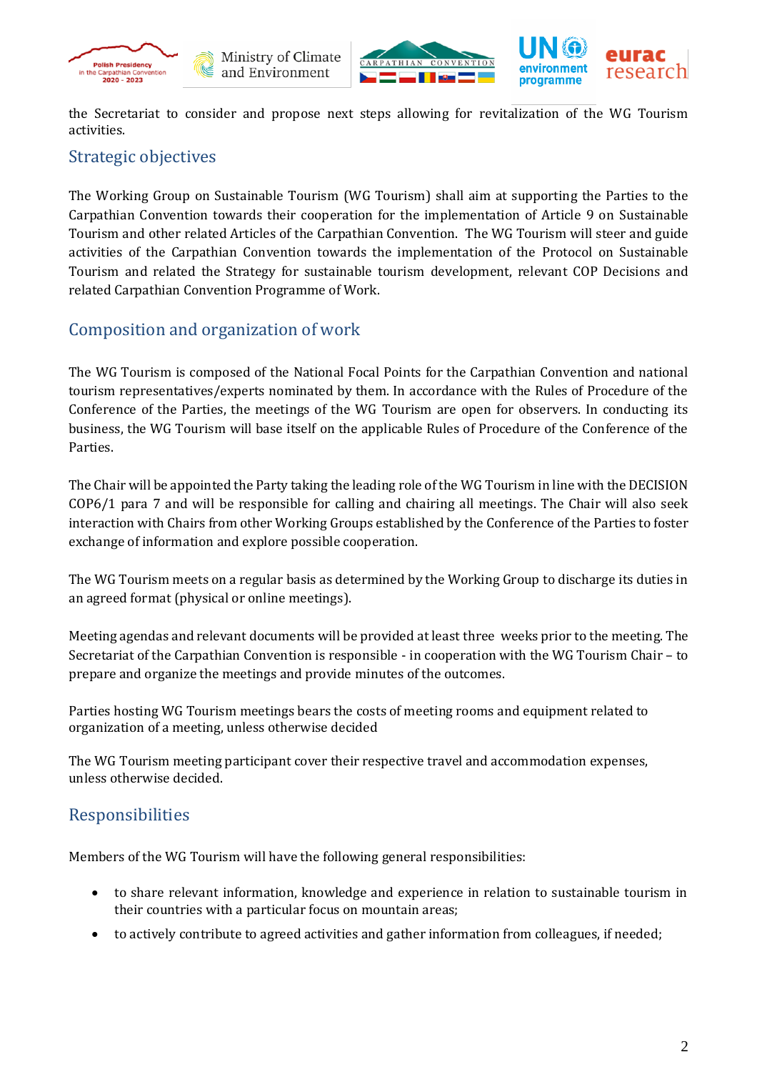the Secretariat to consider and propose next steps allowing for revitalization of the WG Tourism activities.

## Strategic objectives

The Working Group on Sustainable Tourism (WG Tourism) shall aim at supporting the Parties to the Carpathian Convention towards their cooperation for the implementation of Article 9 on Sustainable Tourism and other related Articles of the Carpathian Convention. The WG Tourism will steer and guide activities of the Carpathian Convention towards the implementation of the Protocol on Sustainable Tourism and related the Strategy for sustainable tourism development, relevant COP Decisions and related Carpathian Convention Programme of Work.

## Composition and organization of work

The WG Tourism is composed of the National Focal Points for the Carpathian Convention and national tourism representatives/experts nominated by them. In accordance with the Rules of Procedure of the Conference of the Parties, the meetings of the WG Tourism are open for observers. In conducting its business, the WG Tourism will base itself on the applicable Rules of Procedure of the Conference of the Parties.

The Chair will be appointed the Party taking the leading role of the WG Tourism in line with the DECISION COP6/1 para 7 and will be responsible for calling and chairing all meetings. The Chair will also seek interaction with Chairs from other Working Groups established by the Conference of the Parties to foster exchange of information and explore possible cooperation.

The WG Tourism meets on a regular basis as determined by the Working Group to discharge its duties in an agreed format (physical or online meetings).

Meeting agendas and relevant documents will be provided at least three weeks prior to the meeting. The Secretariat of the Carpathian Convention is responsible - in cooperation with the WG Tourism Chair – to prepare and organize the meetings and provide minutes of the outcomes.

Parties hosting WG Tourism meetings bears the costs of meeting rooms and equipment related to organization of a meeting, unless otherwise decided

The WG Tourism meeting participant cover their respective travel and accommodation expenses, unless otherwise decided.

## Responsibilities

Members of the WG Tourism will have the following general responsibilities:

- to share relevant information, knowledge and experience in relation to sustainable tourism in their countries with a particular focus on mountain areas;
- to actively contribute to agreed activities and gather information from colleagues, if needed;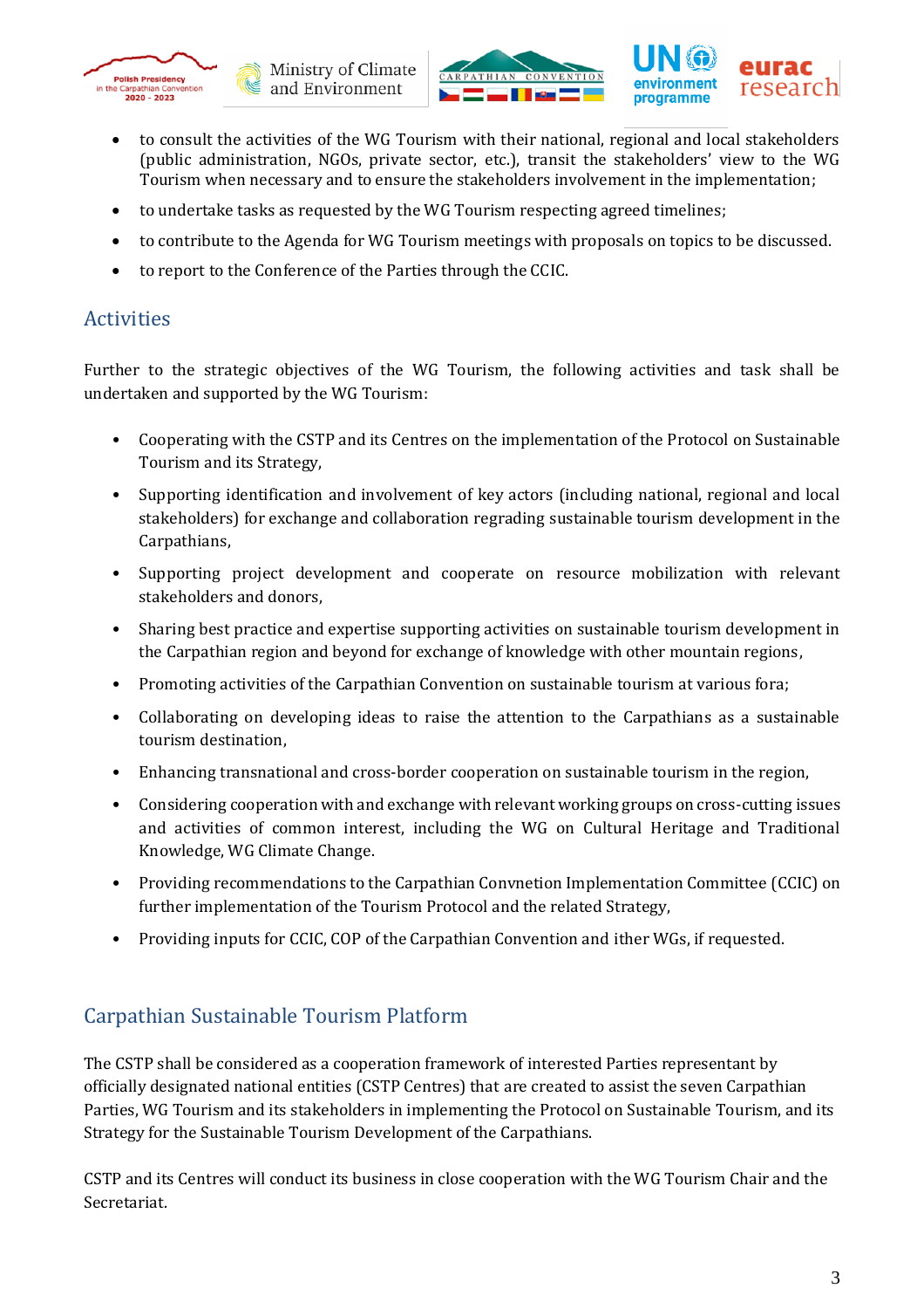- to consult the activities of the WG Tourism with their national, regional and local stakeholders (public administration, NGOs, private sector, etc.), transit the stakeholders' view to the WG Tourism when necessary and to ensure the stakeholders involvement in the implementation;
- to undertake tasks as requested by the WG Tourism respecting agreed timelines;
- to contribute to the Agenda for WG Tourism meetings with proposals on topics to be discussed.
- to report to the Conference of the Parties through the CCIC.

## Activities

Further to the strategic objectives of the WG Tourism, the following activities and task shall be undertaken and supported by the WG Tourism:

- Cooperating with the CSTP and its Centres on the implementation of the Protocol on Sustainable Tourism and its Strategy,
- Supporting identification and involvement of key actors (including national, regional and local stakeholders) for exchange and collaboration regrading sustainable tourism development in the Carpathians,
- Supporting project development and cooperate on resource mobilization with relevant stakeholders and donors,
- Sharing best practice and expertise supporting activities on sustainable tourism development in the Carpathian region and beyond for exchange of knowledge with other mountain regions,
- Promoting activities of the Carpathian Convention on sustainable tourism at various fora;
- Collaborating on developing ideas to raise the attention to the Carpathians as a sustainable tourism destination,
- Enhancing transnational and cross-border cooperation on sustainable tourism in the region,
- Considering cooperation with and exchange with relevant working groups on cross-cutting issues and activities of common interest, including the WG on Cultural Heritage and Traditional Knowledge, WG Climate Change.
- Providing recommendations to the Carpathian Convnetion Implementation Committee (CCIC) on further implementation of the Tourism Protocol and the related Strategy,
- Providing inputs for CCIC, COP of the Carpathian Convention and ither WGs, if requested.

## Carpathian Sustainable Tourism Platform

The CSTP shall be considered as a cooperation framework of interested Parties representant by officially designated national entities (CSTP Centres) that are created to assist the seven Carpathian Parties, WG Tourism and its stakeholders in implementing the Protocol on Sustainable Tourism, and its Strategy for the Sustainable Tourism Development of the Carpathians.

CSTP and its Centres will conduct its business in close cooperation with the WG Tourism Chair and the Secretariat.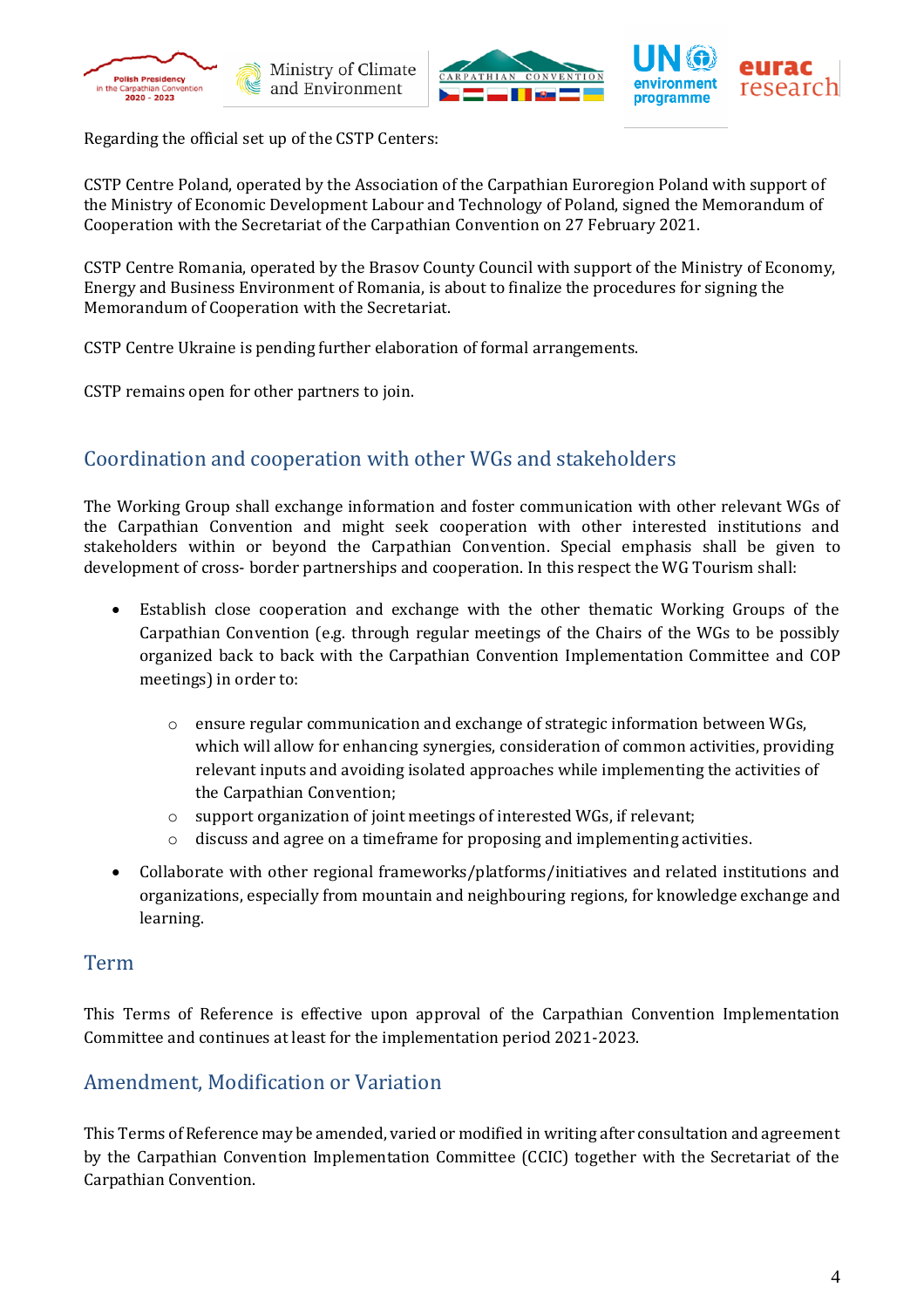Regarding the official set up of the CSTP Centers:

CSTP Centre Poland, operated by the Association of the Carpathian Euroregion Poland with support of the Ministry of Economic Development Labour and Technology of Poland, signed the Memorandum of Cooperation with the Secretariat of the Carpathian Convention on 27 February 2021.

CSTP Centre Romania, operated by the Brasov County Council with support of the Ministry of Economy, Energy and Business Environment of Romania, is about to finalize the procedures for signing the Memorandum of Cooperation with the Secretariat.

CSTP Centre Ukraine is pending further elaboration of formal arrangements.

CSTP remains open for other partners to join.

## Coordination and cooperation with other WGs and stakeholders

The Working Group shall exchange information and foster communication with other relevant WGs of the Carpathian Convention and might seek cooperation with other interested institutions and stakeholders within or beyond the Carpathian Convention. Special emphasis shall be given to development of cross- border partnerships and cooperation. In this respect the WG Tourism shall:

- Establish close cooperation and exchange with the other thematic Working Groups of the Carpathian Convention (e.g. through regular meetings of the Chairs of the WGs to be possibly organized back to back with the Carpathian Convention Implementation Committee and COP meetings) in order to:
  - ensure regular communication and exchange of strategic information between WGs, which will allow for enhancing synergies, consideration of common activities, providing relevant inputs and avoiding isolated approaches while implementing the activities of the Carpathian Convention;
  - support organization of joint meetings of interested WGs, if relevant;
  - discuss and agree on a timeframe for proposing and implementing activities.
- Collaborate with other regional frameworks/platforms/initiatives and related institutions and organizations, especially from mountain and neighbouring regions, for knowledge exchange and learning.

## Term

This Terms of Reference is effective upon approval of the Carpathian Convention Implementation Committee and continues at least for the implementation period 2021-2023.

## Amendment, Modification or Variation

This Terms of Reference may be amended, varied or modified in writing after consultation and agreement by the Carpathian Convention Implementation Committee (CCIC) together with the Secretariat of the Carpathian Convention.